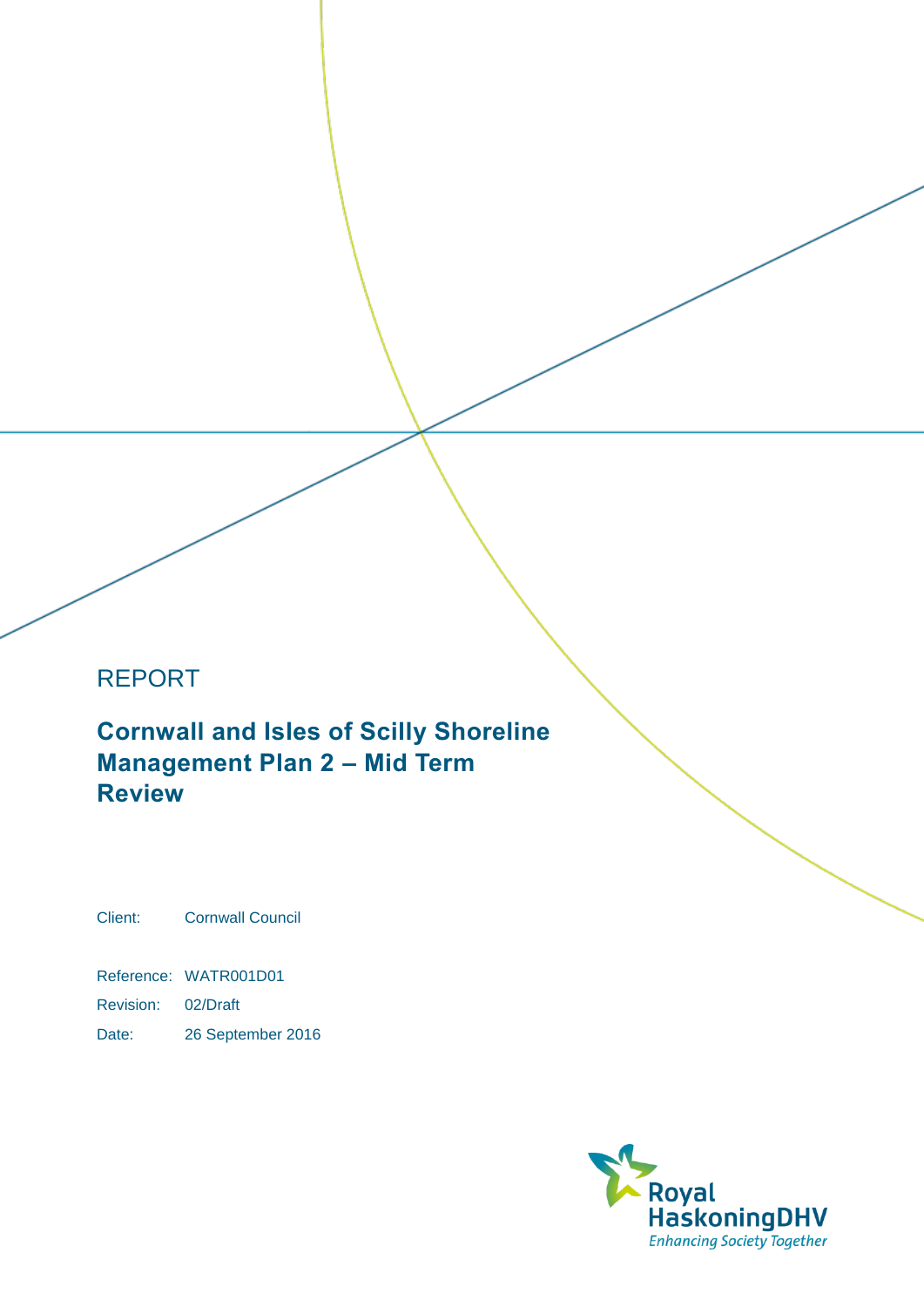REPORT

# Cornwall and Isles of Scilly Shoreline Management Plan 2 – Mid Term Review

Client: Cornwall Council

Reference: WATR001D01

Revision: 02/Draft

Date: 26 September 2016

Royal HaskoningDHV
*Enhancing Society Together*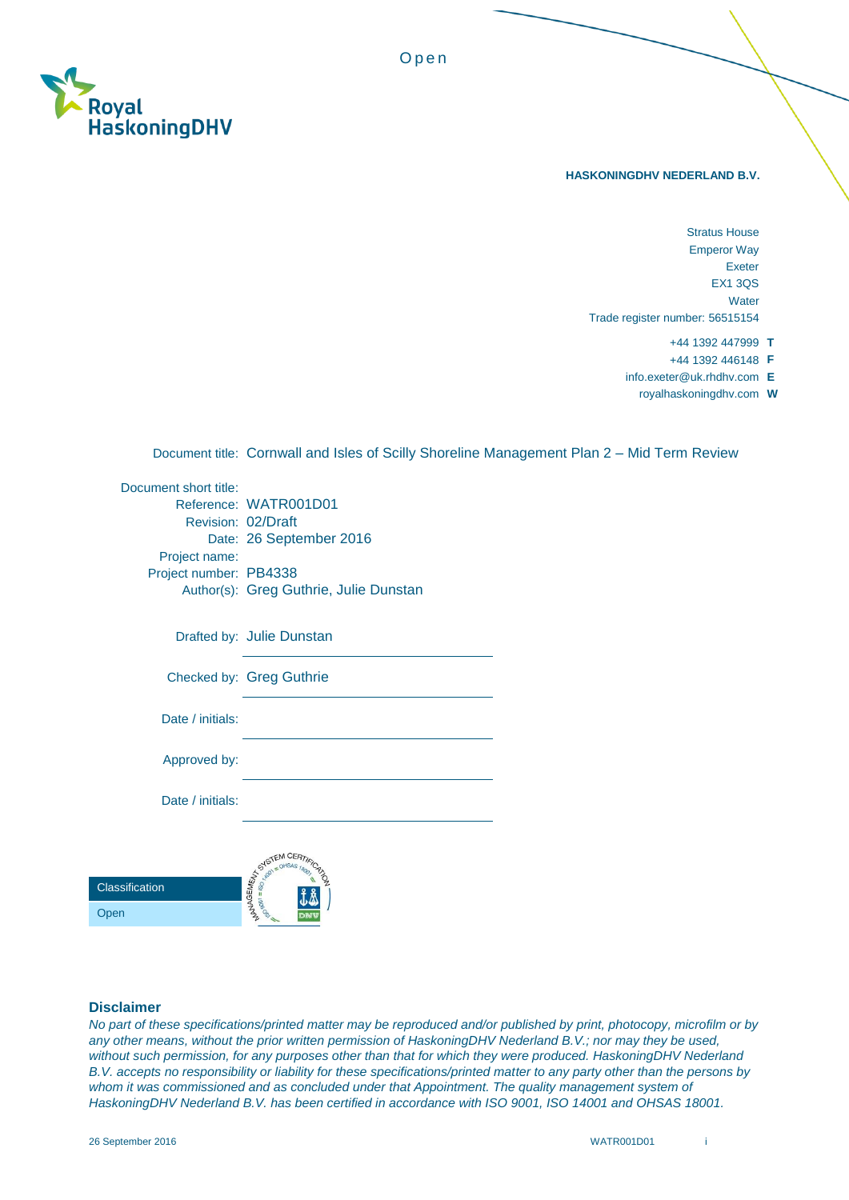Open

**HASKONINGDHV NEDERLAND B.V.**

Stratus House
Emperor Way
Exeter
EX1 3QS
Water
Trade register number: 56515154

+44 1392 447999 **T**
+44 1392 446148 **F**
info.exeter@uk.rhdhv.com **E**
royalhaskoningdhv.com **W**

| | |
|---|---|
| Document title: | Cornwall and Isles of Scilly Shoreline Management Plan 2 – Mid Term Review |
| Document short title: | |
| Reference: | WATR001D01 |
| Revision: | 02/Draft |
| Date: | 26 September 2016 |
| Project name: | |
| Project number: | PB4338 |
| Author(s): | Greg Guthrie, Julie Dunstan |
| Drafted by: | Julie Dunstan |
| Checked by: | Greg Guthrie |
| Date / initials: | |
| Approved by: | |
| Date / initials: | |

| Classification |
|---|
| Open |

### Disclaimer

*No part of these specifications/printed matter may be reproduced and/or published by print, photocopy, microfilm or by any other means, without the prior written permission of HaskoningDHV Nederland B.V.; nor may they be used, without such permission, for any purposes other than that for which they were produced. HaskoningDHV Nederland B.V. accepts no responsibility or liability for these specifications/printed matter to any party other than the persons by whom it was commissioned and as concluded under that Appointment. The quality management system of HaskoningDHV Nederland B.V. has been certified in accordance with ISO 9001, ISO 14001 and OHSAS 18001.*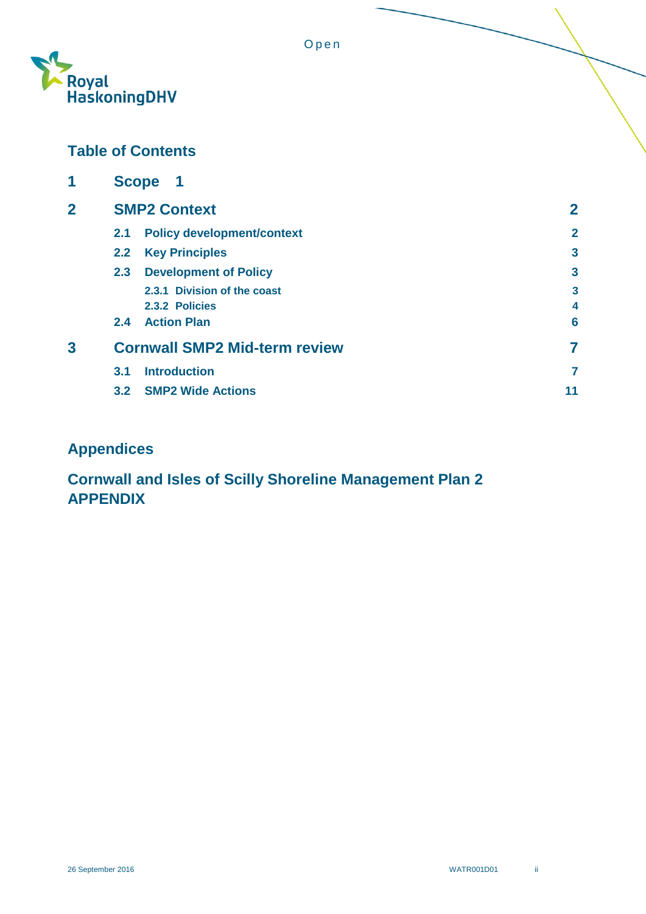## Table of Contents

| | | |
|---|---|---|
| **1** | **Scope 1** | |
| **2** | **SMP2 Context** | **2** |
| | **2.1 Policy development/context** | **2** |
| | **2.2 Key Principles** | **3** |
| | **2.3 Development of Policy** | **3** |
| | **2.3.1 Division of the coast** | **3** |
| | **2.3.2 Policies** | **4** |
| | **2.4 Action Plan** | **6** |
| **3** | **Cornwall SMP2 Mid-term review** | **7** |
| | **3.1 Introduction** | **7** |
| | **3.2 SMP2 Wide Actions** | **11** |

## Appendices

## Cornwall and Isles of Scilly Shoreline Management Plan 2 APPENDIX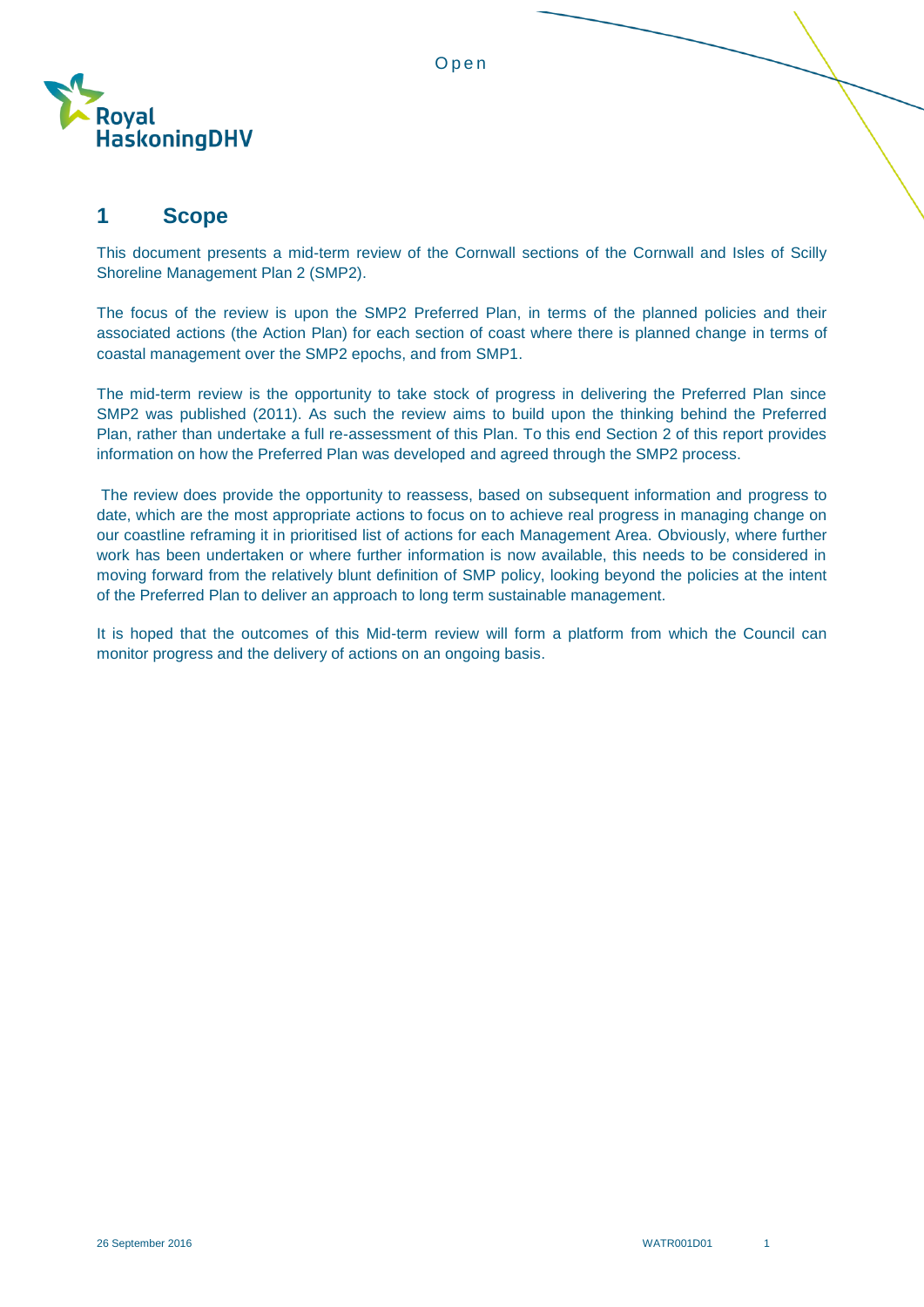# 1 Scope

This document presents a mid-term review of the Cornwall sections of the Cornwall and Isles of Scilly Shoreline Management Plan 2 (SMP2).

The focus of the review is upon the SMP2 Preferred Plan, in terms of the planned policies and their associated actions (the Action Plan) for each section of coast where there is planned change in terms of coastal management over the SMP2 epochs, and from SMP1.

The mid-term review is the opportunity to take stock of progress in delivering the Preferred Plan since SMP2 was published (2011). As such the review aims to build upon the thinking behind the Preferred Plan, rather than undertake a full re-assessment of this Plan. To this end Section 2 of this report provides information on how the Preferred Plan was developed and agreed through the SMP2 process.

The review does provide the opportunity to reassess, based on subsequent information and progress to date, which are the most appropriate actions to focus on to achieve real progress in managing change on our coastline reframing it in prioritised list of actions for each Management Area. Obviously, where further work has been undertaken or where further information is now available, this needs to be considered in moving forward from the relatively blunt definition of SMP policy, looking beyond the policies at the intent of the Preferred Plan to deliver an approach to long term sustainable management.

It is hoped that the outcomes of this Mid-term review will form a platform from which the Council can monitor progress and the delivery of actions on an ongoing basis.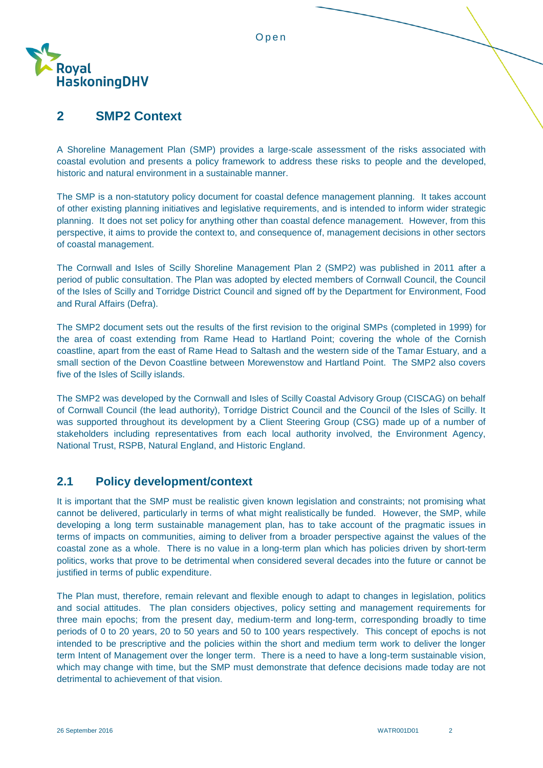## 2 SMP2 Context

A Shoreline Management Plan (SMP) provides a large-scale assessment of the risks associated with coastal evolution and presents a policy framework to address these risks to people and the developed, historic and natural environment in a sustainable manner.

The SMP is a non-statutory policy document for coastal defence management planning. It takes account of other existing planning initiatives and legislative requirements, and is intended to inform wider strategic planning. It does not set policy for anything other than coastal defence management. However, from this perspective, it aims to provide the context to, and consequence of, management decisions in other sectors of coastal management.

The Cornwall and Isles of Scilly Shoreline Management Plan 2 (SMP2) was published in 2011 after a period of public consultation. The Plan was adopted by elected members of Cornwall Council, the Council of the Isles of Scilly and Torridge District Council and signed off by the Department for Environment, Food and Rural Affairs (Defra).

The SMP2 document sets out the results of the first revision to the original SMPs (completed in 1999) for the area of coast extending from Rame Head to Hartland Point; covering the whole of the Cornish coastline, apart from the east of Rame Head to Saltash and the western side of the Tamar Estuary, and a small section of the Devon Coastline between Morewenstow and Hartland Point. The SMP2 also covers five of the Isles of Scilly islands.

The SMP2 was developed by the Cornwall and Isles of Scilly Coastal Advisory Group (CISCAG) on behalf of Cornwall Council (the lead authority), Torridge District Council and the Council of the Isles of Scilly. It was supported throughout its development by a Client Steering Group (CSG) made up of a number of stakeholders including representatives from each local authority involved, the Environment Agency, National Trust, RSPB, Natural England, and Historic England.

### 2.1 Policy development/context

It is important that the SMP must be realistic given known legislation and constraints; not promising what cannot be delivered, particularly in terms of what might realistically be funded. However, the SMP, while developing a long term sustainable management plan, has to take account of the pragmatic issues in terms of impacts on communities, aiming to deliver from a broader perspective against the values of the coastal zone as a whole. There is no value in a long-term plan which has policies driven by short-term politics, works that prove to be detrimental when considered several decades into the future or cannot be justified in terms of public expenditure.

The Plan must, therefore, remain relevant and flexible enough to adapt to changes in legislation, politics and social attitudes. The plan considers objectives, policy setting and management requirements for three main epochs; from the present day, medium-term and long-term, corresponding broadly to time periods of 0 to 20 years, 20 to 50 years and 50 to 100 years respectively. This concept of epochs is not intended to be prescriptive and the policies within the short and medium term work to deliver the longer term Intent of Management over the longer term. There is a need to have a long-term sustainable vision, which may change with time, but the SMP must demonstrate that defence decisions made today are not detrimental to achievement of that vision.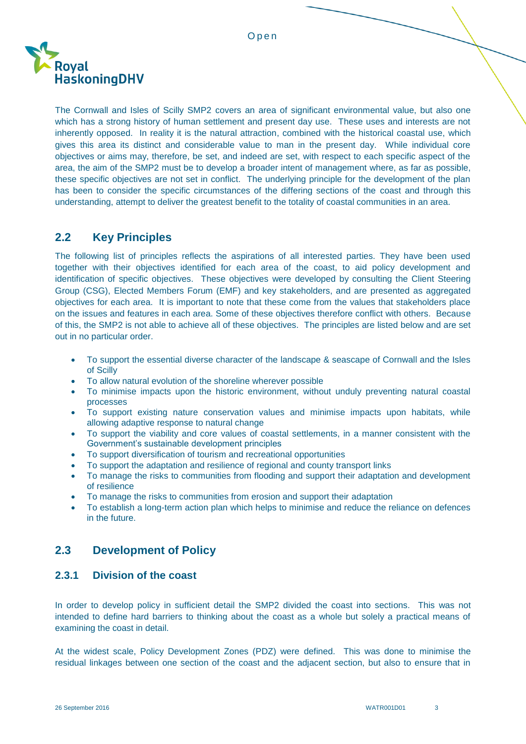The Cornwall and Isles of Scilly SMP2 covers an area of significant environmental value, but also one which has a strong history of human settlement and present day use. These uses and interests are not inherently opposed. In reality it is the natural attraction, combined with the historical coastal use, which gives this area its distinct and considerable value to man in the present day. While individual core objectives or aims may, therefore, be set, and indeed are set, with respect to each specific aspect of the area, the aim of the SMP2 must be to develop a broader intent of management where, as far as possible, these specific objectives are not set in conflict. The underlying principle for the development of the plan has been to consider the specific circumstances of the differing sections of the coast and through this understanding, attempt to deliver the greatest benefit to the totality of coastal communities in an area.

## 2.2 Key Principles

The following list of principles reflects the aspirations of all interested parties. They have been used together with their objectives identified for each area of the coast, to aid policy development and identification of specific objectives. These objectives were developed by consulting the Client Steering Group (CSG), Elected Members Forum (EMF) and key stakeholders, and are presented as aggregated objectives for each area. It is important to note that these come from the values that stakeholders place on the issues and features in each area. Some of these objectives therefore conflict with others. Because of this, the SMP2 is not able to achieve all of these objectives. The principles are listed below and are set out in no particular order.

- To support the essential diverse character of the landscape & seascape of Cornwall and the Isles of Scilly
- To allow natural evolution of the shoreline wherever possible
- To minimise impacts upon the historic environment, without unduly preventing natural coastal processes
- To support existing nature conservation values and minimise impacts upon habitats, while allowing adaptive response to natural change
- To support the viability and core values of coastal settlements, in a manner consistent with the Government's sustainable development principles
- To support diversification of tourism and recreational opportunities
- To support the adaptation and resilience of regional and county transport links
- To manage the risks to communities from flooding and support their adaptation and development of resilience
- To manage the risks to communities from erosion and support their adaptation
- To establish a long-term action plan which helps to minimise and reduce the reliance on defences in the future.

## 2.3 Development of Policy

### 2.3.1 Division of the coast

In order to develop policy in sufficient detail the SMP2 divided the coast into sections. This was not intended to define hard barriers to thinking about the coast as a whole but solely a practical means of examining the coast in detail.

At the widest scale, Policy Development Zones (PDZ) were defined. This was done to minimise the residual linkages between one section of the coast and the adjacent section, but also to ensure that in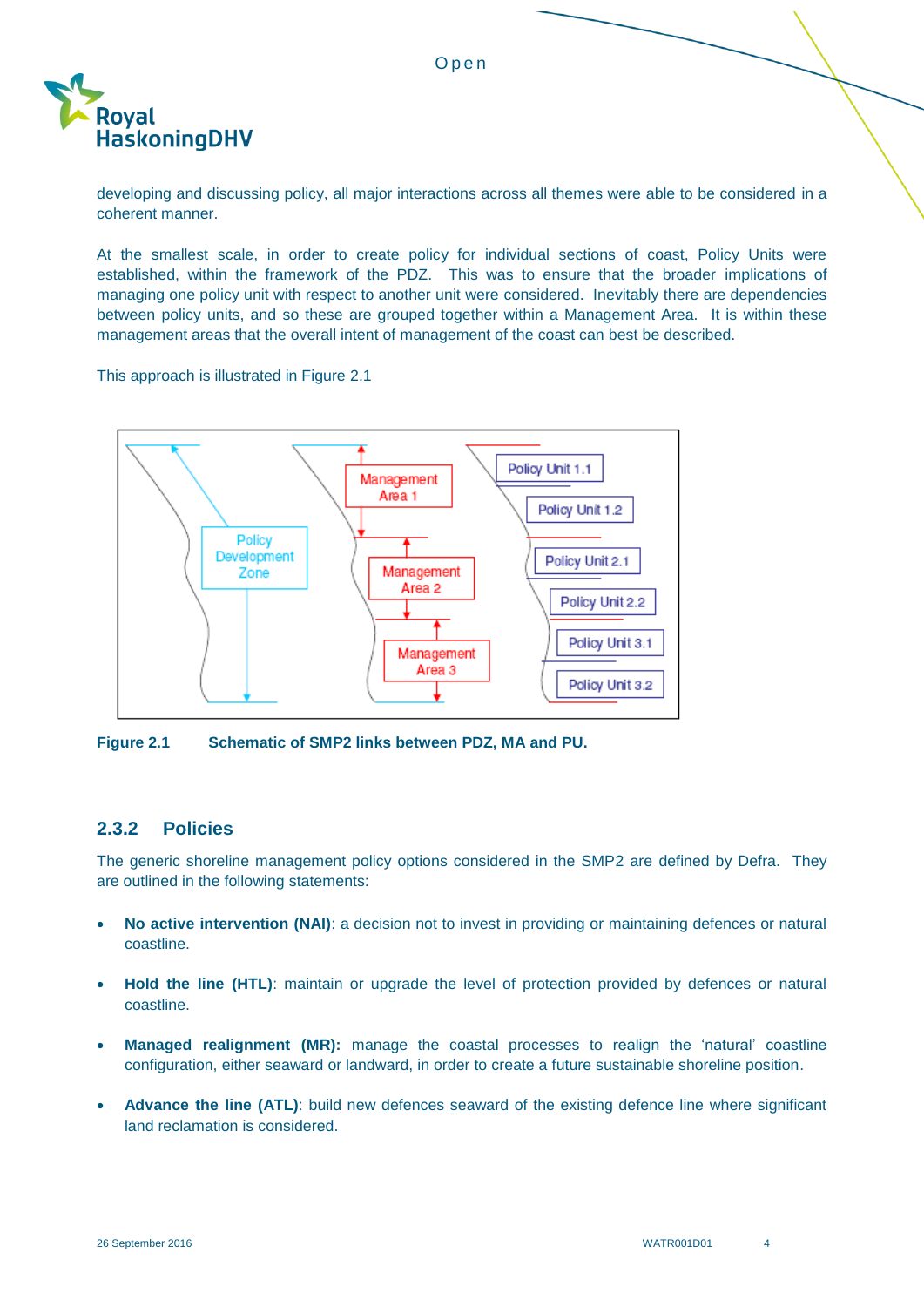developing and discussing policy, all major interactions across all themes were able to be considered in a coherent manner.

At the smallest scale, in order to create policy for individual sections of coast, Policy Units were established, within the framework of the PDZ. This was to ensure that the broader implications of managing one policy unit with respect to another unit were considered. Inevitably there are dependencies between policy units, and so these are grouped together within a Management Area. It is within these management areas that the overall intent of management of the coast can best be described.

This approach is illustrated in Figure 2.1

**Figure 2.1 Schematic of SMP2 links between PDZ, MA and PU.**

### 2.3.2 Policies

The generic shoreline management policy options considered in the SMP2 are defined by Defra. They are outlined in the following statements:

- **No active intervention (NAI)**: a decision not to invest in providing or maintaining defences or natural coastline.
- **Hold the line (HTL)**: maintain or upgrade the level of protection provided by defences or natural coastline.
- **Managed realignment (MR):** manage the coastal processes to realign the 'natural' coastline configuration, either seaward or landward, in order to create a future sustainable shoreline position.
- **Advance the line (ATL)**: build new defences seaward of the existing defence line where significant land reclamation is considered.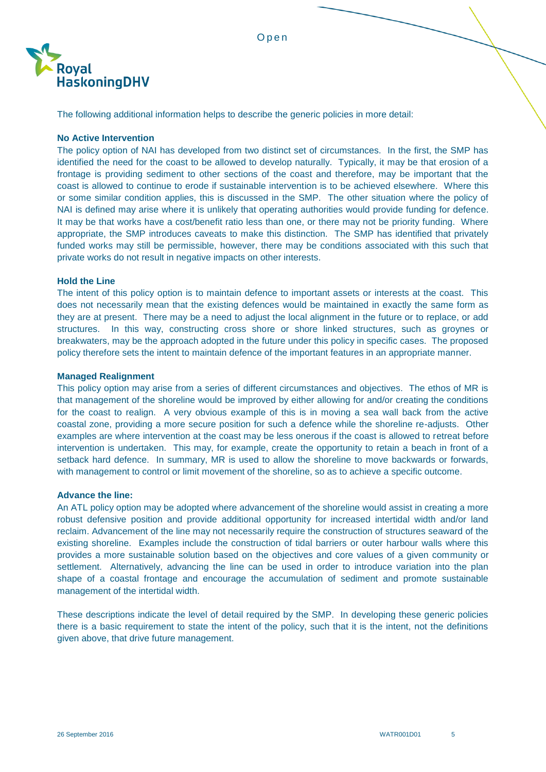The following additional information helps to describe the generic policies in more detail:

**No Active Intervention**

The policy option of NAI has developed from two distinct set of circumstances. In the first, the SMP has identified the need for the coast to be allowed to develop naturally. Typically, it may be that erosion of a frontage is providing sediment to other sections of the coast and therefore, may be important that the coast is allowed to continue to erode if sustainable intervention is to be achieved elsewhere. Where this or some similar condition applies, this is discussed in the SMP. The other situation where the policy of NAI is defined may arise where it is unlikely that operating authorities would provide funding for defence. It may be that works have a cost/benefit ratio less than one, or there may not be priority funding. Where appropriate, the SMP introduces caveats to make this distinction. The SMP has identified that privately funded works may still be permissible, however, there may be conditions associated with this such that private works do not result in negative impacts on other interests.

**Hold the Line**

The intent of this policy option is to maintain defence to important assets or interests at the coast. This does not necessarily mean that the existing defences would be maintained in exactly the same form as they are at present. There may be a need to adjust the local alignment in the future or to replace, or add structures. In this way, constructing cross shore or shore linked structures, such as groynes or breakwaters, may be the approach adopted in the future under this policy in specific cases. The proposed policy therefore sets the intent to maintain defence of the important features in an appropriate manner.

**Managed Realignment**

This policy option may arise from a series of different circumstances and objectives. The ethos of MR is that management of the shoreline would be improved by either allowing for and/or creating the conditions for the coast to realign. A very obvious example of this is in moving a sea wall back from the active coastal zone, providing a more secure position for such a defence while the shoreline re-adjusts. Other examples are where intervention at the coast may be less onerous if the coast is allowed to retreat before intervention is undertaken. This may, for example, create the opportunity to retain a beach in front of a setback hard defence. In summary, MR is used to allow the shoreline to move backwards or forwards, with management to control or limit movement of the shoreline, so as to achieve a specific outcome.

**Advance the line:**

An ATL policy option may be adopted where advancement of the shoreline would assist in creating a more robust defensive position and provide additional opportunity for increased intertidal width and/or land reclaim. Advancement of the line may not necessarily require the construction of structures seaward of the existing shoreline. Examples include the construction of tidal barriers or outer harbour walls where this provides a more sustainable solution based on the objectives and core values of a given community or settlement. Alternatively, advancing the line can be used in order to introduce variation into the plan shape of a coastal frontage and encourage the accumulation of sediment and promote sustainable management of the intertidal width.

These descriptions indicate the level of detail required by the SMP. In developing these generic policies there is a basic requirement to state the intent of the policy, such that it is the intent, not the definitions given above, that drive future management.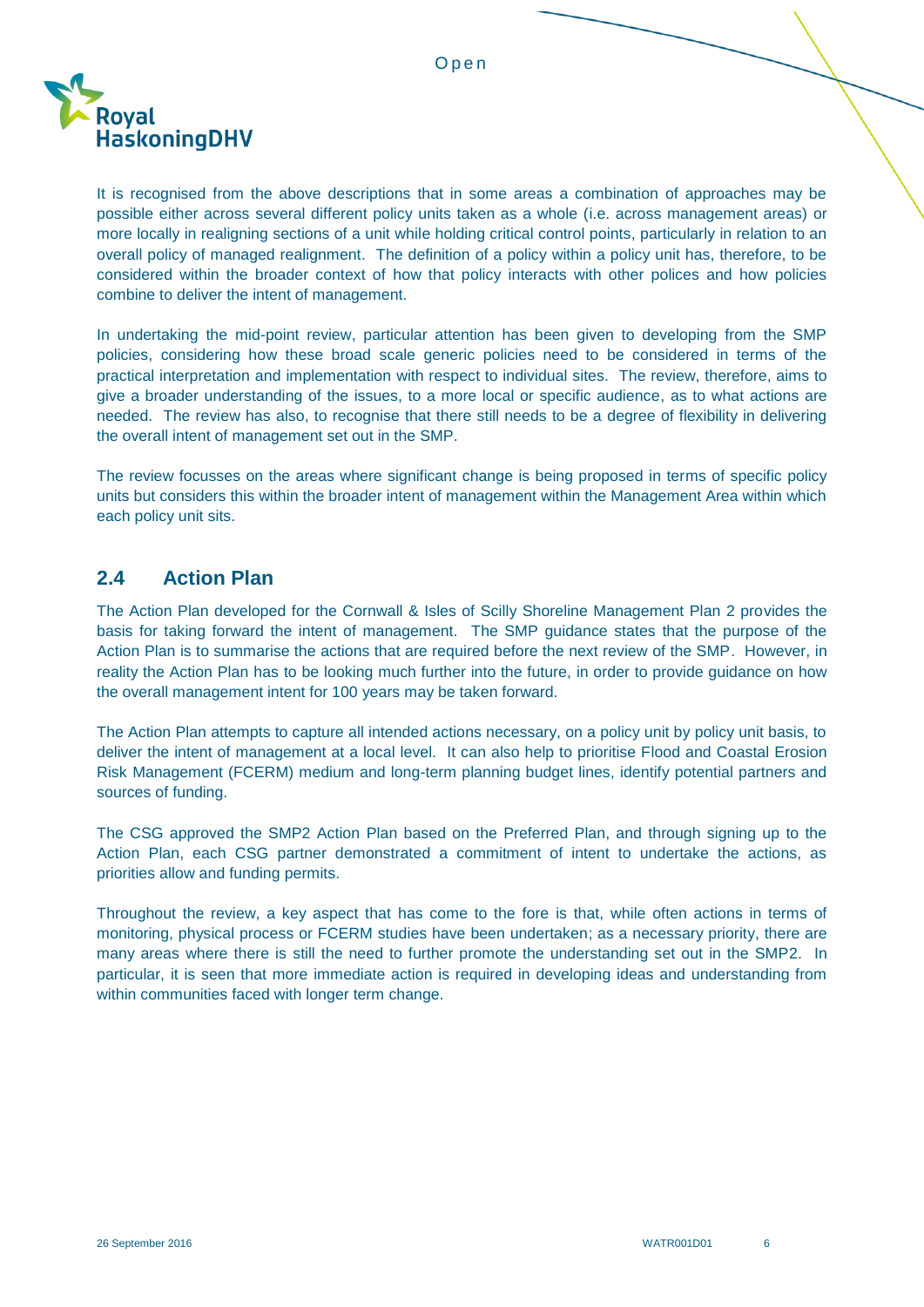It is recognised from the above descriptions that in some areas a combination of approaches may be possible either across several different policy units taken as a whole (i.e. across management areas) or more locally in realigning sections of a unit while holding critical control points, particularly in relation to an overall policy of managed realignment. The definition of a policy within a policy unit has, therefore, to be considered within the broader context of how that policy interacts with other polices and how policies combine to deliver the intent of management.

In undertaking the mid-point review, particular attention has been given to developing from the SMP policies, considering how these broad scale generic policies need to be considered in terms of the practical interpretation and implementation with respect to individual sites. The review, therefore, aims to give a broader understanding of the issues, to a more local or specific audience, as to what actions are needed. The review has also, to recognise that there still needs to be a degree of flexibility in delivering the overall intent of management set out in the SMP.

The review focusses on the areas where significant change is being proposed in terms of specific policy units but considers this within the broader intent of management within the Management Area within which each policy unit sits.

## 2.4 Action Plan

The Action Plan developed for the Cornwall & Isles of Scilly Shoreline Management Plan 2 provides the basis for taking forward the intent of management. The SMP guidance states that the purpose of the Action Plan is to summarise the actions that are required before the next review of the SMP. However, in reality the Action Plan has to be looking much further into the future, in order to provide guidance on how the overall management intent for 100 years may be taken forward.

The Action Plan attempts to capture all intended actions necessary, on a policy unit by policy unit basis, to deliver the intent of management at a local level. It can also help to prioritise Flood and Coastal Erosion Risk Management (FCERM) medium and long-term planning budget lines, identify potential partners and sources of funding.

The CSG approved the SMP2 Action Plan based on the Preferred Plan, and through signing up to the Action Plan, each CSG partner demonstrated a commitment of intent to undertake the actions, as priorities allow and funding permits.

Throughout the review, a key aspect that has come to the fore is that, while often actions in terms of monitoring, physical process or FCERM studies have been undertaken; as a necessary priority, there are many areas where there is still the need to further promote the understanding set out in the SMP2. In particular, it is seen that more immediate action is required in developing ideas and understanding from within communities faced with longer term change.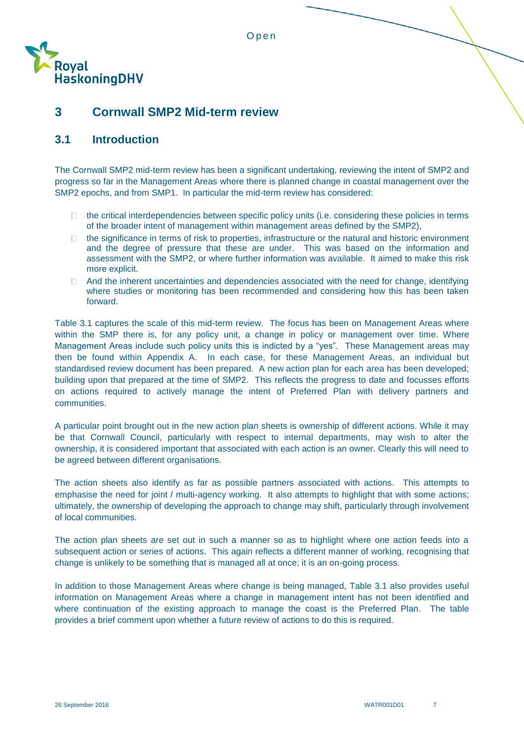## 3 Cornwall SMP2 Mid-term review

### 3.1 Introduction

The Cornwall SMP2 mid-term review has been a significant undertaking, reviewing the intent of SMP2 and progress so far in the Management Areas where there is planned change in coastal management over the SMP2 epochs, and from SMP1. In particular the mid-term review has considered:

- the critical interdependencies between specific policy units (i.e. considering these policies in terms of the broader intent of management within management areas defined by the SMP2),
- the significance in terms of risk to properties, infrastructure or the natural and historic environment and the degree of pressure that these are under. This was based on the information and assessment with the SMP2, or where further information was available. It aimed to make this risk more explicit.
- And the inherent uncertainties and dependencies associated with the need for change, identifying where studies or monitoring has been recommended and considering how this has been taken forward.

Table 3.1 captures the scale of this mid-term review. The focus has been on Management Areas where within the SMP there is, for any policy unit, a change in policy or management over time. Where Management Areas include such policy units this is indicted by a "yes". These Management areas may then be found within Appendix A. In each case, for these Management Areas, an individual but standardised review document has been prepared. A new action plan for each area has been developed; building upon that prepared at the time of SMP2. This reflects the progress to date and focusses efforts on actions required to actively manage the intent of Preferred Plan with delivery partners and communities.

A particular point brought out in the new action plan sheets is ownership of different actions. While it may be that Cornwall Council, particularly with respect to internal departments, may wish to alter the ownership, it is considered important that associated with each action is an owner. Clearly this will need to be agreed between different organisations.

The action sheets also identify as far as possible partners associated with actions. This attempts to emphasise the need for joint / multi-agency working. It also attempts to highlight that with some actions; ultimately, the ownership of developing the approach to change may shift, particularly through involvement of local communities.

The action plan sheets are set out in such a manner so as to highlight where one action feeds into a subsequent action or series of actions. This again reflects a different manner of working, recognising that change is unlikely to be something that is managed all at once; it is an on-going process.

In addition to those Management Areas where change is being managed, Table 3.1 also provides useful information on Management Areas where a change in management intent has not been identified and where continuation of the existing approach to manage the coast is the Preferred Plan. The table provides a brief comment upon whether a future review of actions to do this is required.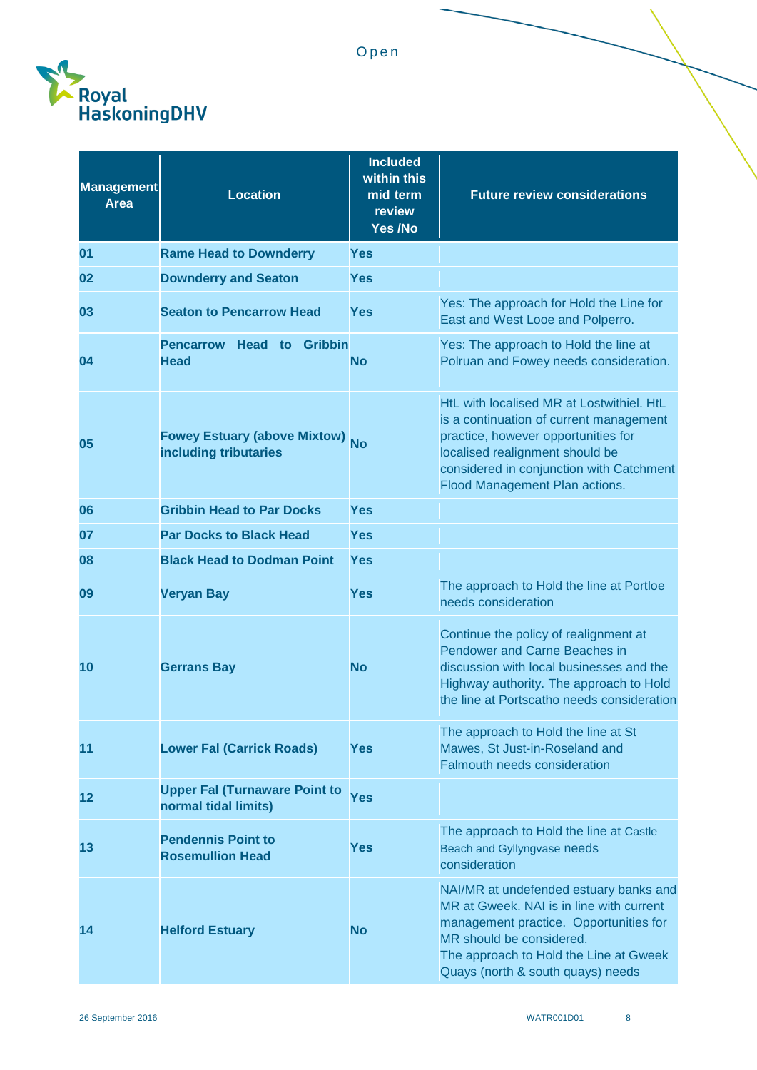| Management Area | Location | Included within this mid term review Yes /No | Future review considerations |
|---|---|---|---|
| 01 | Rame Head to Downderry | Yes | |
| 02 | Downderry and Seaton | Yes | |
| 03 | Seaton to Pencarrow Head | Yes | Yes: The approach for Hold the Line for East and West Looe and Polperro. |
| 04 | Pencarrow Head to Gribbin Head | No | Yes: The approach to Hold the line at Polruan and Fowey needs consideration. |
| 05 | Fowey Estuary (above Mixtow) including tributaries | No | HtL with localised MR at Lostwithiel. HtL is a continuation of current management practice, however opportunities for localised realignment should be considered in conjunction with Catchment Flood Management Plan actions. |
| 06 | Gribbin Head to Par Docks | Yes | |
| 07 | Par Docks to Black Head | Yes | |
| 08 | Black Head to Dodman Point | Yes | |
| 09 | Veryan Bay | Yes | The approach to Hold the line at Portloe needs consideration |
| 10 | Gerrans Bay | No | Continue the policy of realignment at Pendower and Carne Beaches in discussion with local businesses and the Highway authority. The approach to Hold the line at Portscatho needs consideration |
| 11 | Lower Fal (Carrick Roads) | Yes | The approach to Hold the line at St Mawes, St Just-in-Roseland and Falmouth needs consideration |
| 12 | Upper Fal (Turnaware Point to normal tidal limits) | Yes | |
| 13 | Pendennis Point to Rosemullion Head | Yes | The approach to Hold the line at Castle Beach and Gyllyngvase needs consideration |
| 14 | Helford Estuary | No | NAI/MR at undefended estuary banks and MR at Gweek. NAI is in line with current management practice. Opportunities for MR should be considered. The approach to Hold the Line at Gweek Quays (north & south quays) needs |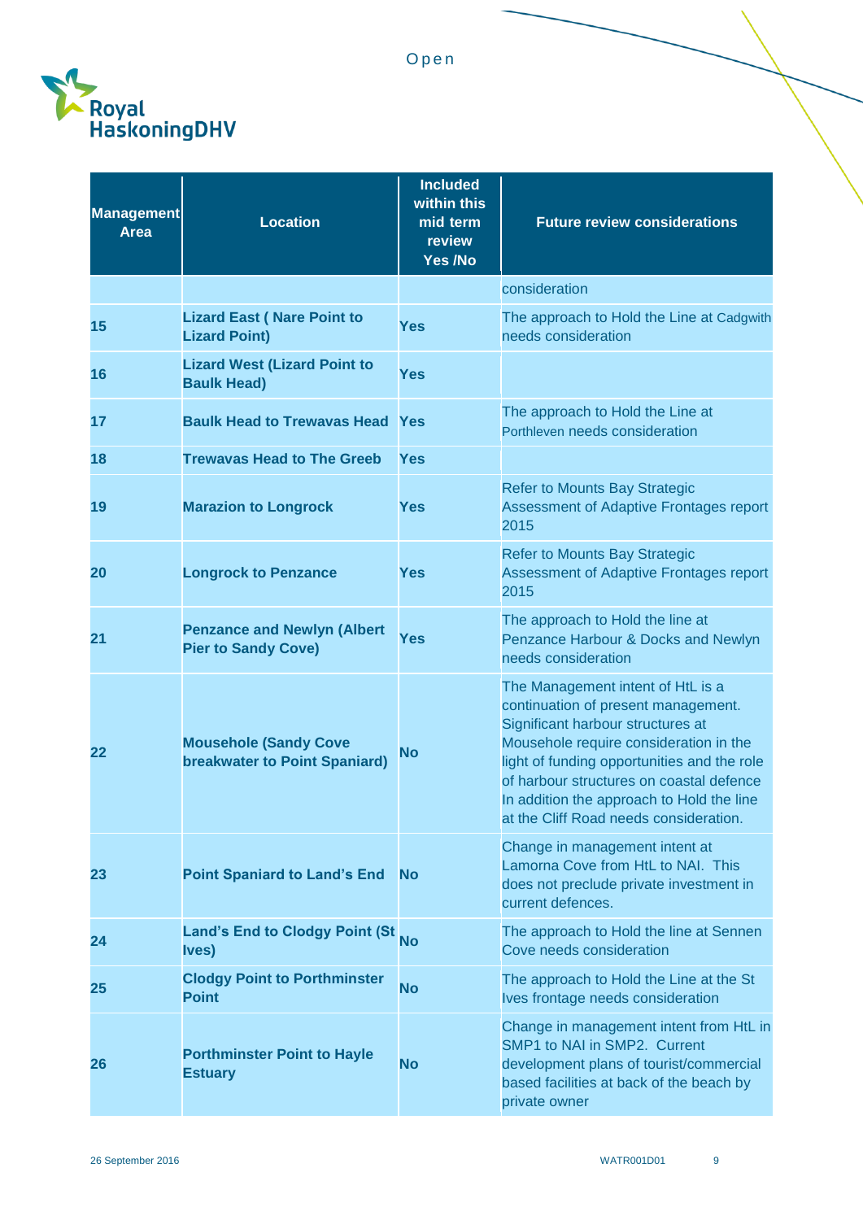| Management Area | Location | Included within this mid term review Yes /No | Future review considerations |
|---|---|---|---|
| | | | consideration |
| **15** | **Lizard East ( Nare Point to Lizard Point)** | **Yes** | The approach to Hold the Line at Cadgwith needs consideration |
| **16** | **Lizard West (Lizard Point to Baulk Head)** | **Yes** | |
| **17** | **Baulk Head to Trewavas Head** | **Yes** | The approach to Hold the Line at Porthleven needs consideration |
| **18** | **Trewavas Head to The Greeb** | **Yes** | |
| **19** | **Marazion to Longrock** | **Yes** | Refer to Mounts Bay Strategic Assessment of Adaptive Frontages report 2015 |
| **20** | **Longrock to Penzance** | **Yes** | Refer to Mounts Bay Strategic Assessment of Adaptive Frontages report 2015 |
| **21** | **Penzance and Newlyn (Albert Pier to Sandy Cove)** | **Yes** | The approach to Hold the line at Penzance Harbour & Docks and Newlyn needs consideration |
| **22** | **Mousehole (Sandy Cove breakwater to Point Spaniard)** | **No** | The Management intent of HtL is a continuation of present management. Significant harbour structures at Mousehole require consideration in the light of funding opportunities and the role of harbour structures on coastal defence In addition the approach to Hold the line at the Cliff Road needs consideration. |
| **23** | **Point Spaniard to Land's End** | **No** | Change in management intent at Lamorna Cove from HtL to NAI. This does not preclude private investment in current defences. |
| **24** | **Land's End to Clodgy Point (St Ives)** | **No** | The approach to Hold the line at Sennen Cove needs consideration |
| **25** | **Clodgy Point to Porthminster Point** | **No** | The approach to Hold the Line at the St Ives frontage needs consideration |
| **26** | **Porthminster Point to Hayle Estuary** | **No** | Change in management intent from HtL in SMP1 to NAI in SMP2. Current development plans of tourist/commercial based facilities at back of the beach by private owner |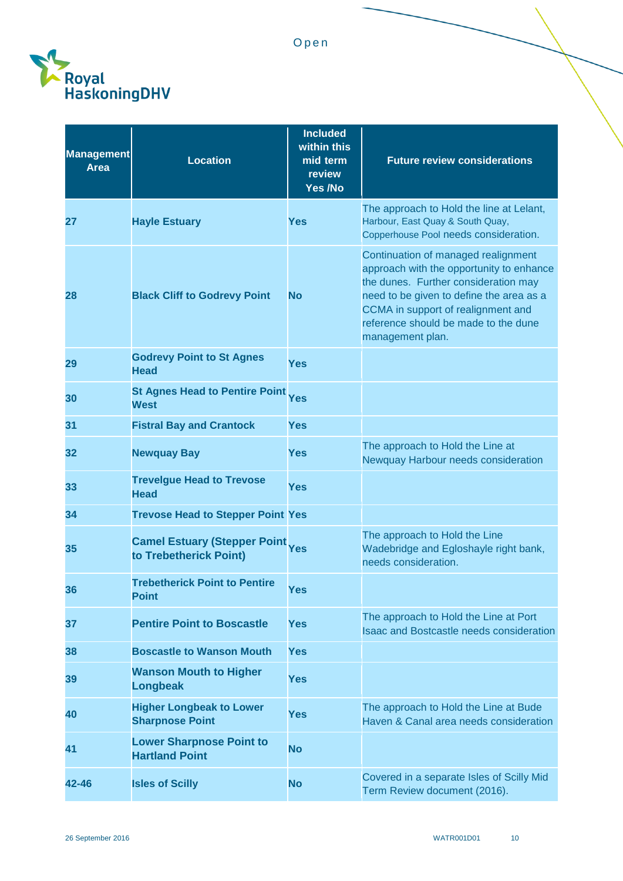| Management Area | Location | Included within this mid term review Yes /No | Future review considerations |
|---|---|---|---|
| 27 | Hayle Estuary | Yes | The approach to Hold the line at Lelant, Harbour, East Quay & South Quay, Copperhouse Pool needs consideration. |
| 28 | Black Cliff to Godrevy Point | No | Continuation of managed realignment approach with the opportunity to enhance the dunes. Further consideration may need to be given to define the area as a CCMA in support of realignment and reference should be made to the dune management plan. |
| 29 | Godrevy Point to St Agnes Head | Yes | |
| 30 | St Agnes Head to Pentire Point West | Yes | |
| 31 | Fistral Bay and Crantock | Yes | |
| 32 | Newquay Bay | Yes | The approach to Hold the Line at Newquay Harbour needs consideration |
| 33 | Trevelgue Head to Trevose Head | Yes | |
| 34 | Trevose Head to Stepper Point | Yes | |
| 35 | Camel Estuary (Stepper Point to Trebetherick Point) | Yes | The approach to Hold the Line Wadebridge and Egloshayle right bank, needs consideration. |
| 36 | Trebetherick Point to Pentire Point | Yes | |
| 37 | Pentire Point to Boscastle | Yes | The approach to Hold the Line at Port Isaac and Bostcastle needs consideration |
| 38 | Boscastle to Wanson Mouth | Yes | |
| 39 | Wanson Mouth to Higher Longbeak | Yes | |
| 40 | Higher Longbeak to Lower Sharpnose Point | Yes | The approach to Hold the Line at Bude Haven & Canal area needs consideration |
| 41 | Lower Sharpnose Point to Hartland Point | No | |
| 42-46 | Isles of Scilly | No | Covered in a separate Isles of Scilly Mid Term Review document (2016). |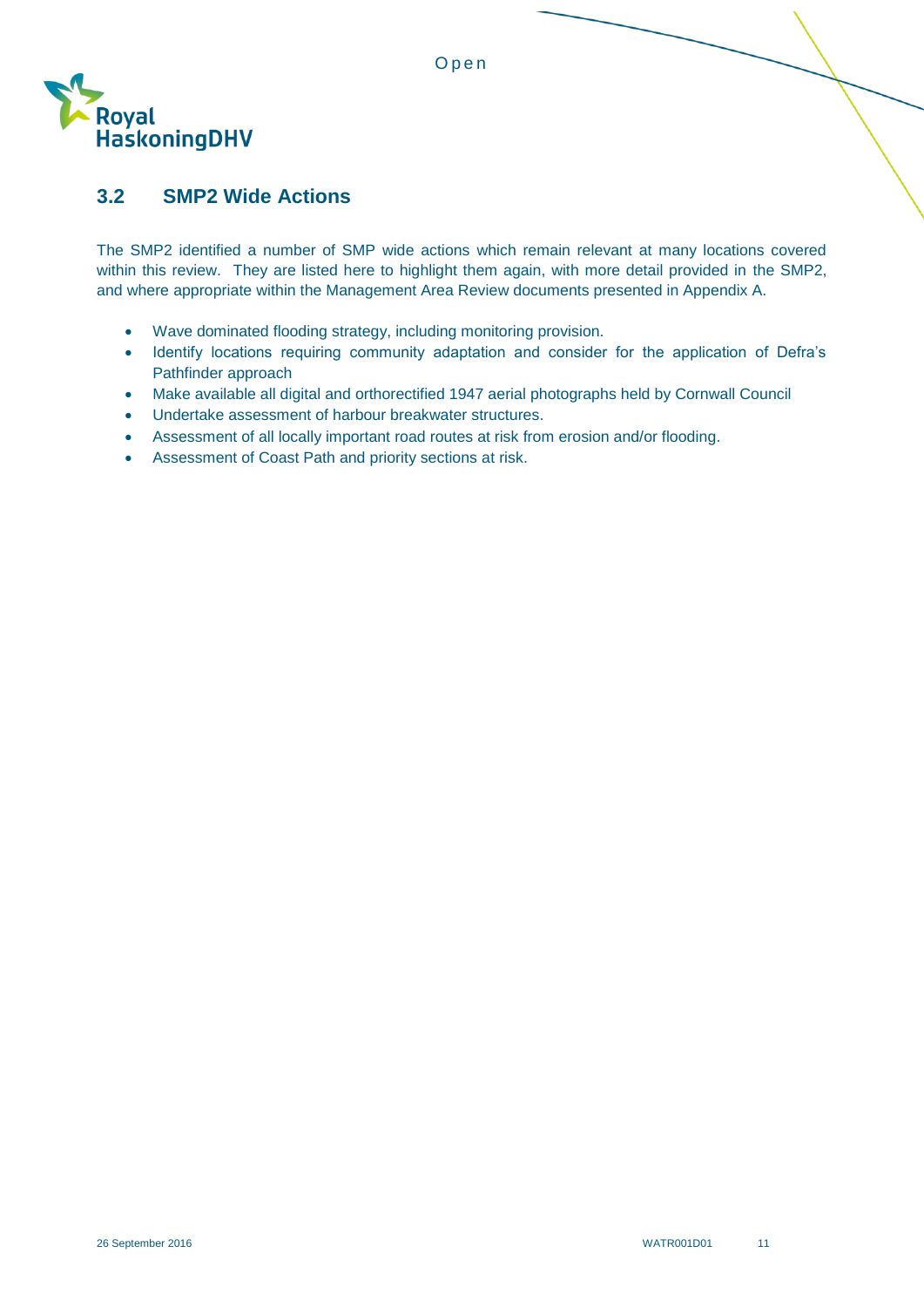## 3.2 SMP2 Wide Actions

The SMP2 identified a number of SMP wide actions which remain relevant at many locations covered within this review. They are listed here to highlight them again, with more detail provided in the SMP2, and where appropriate within the Management Area Review documents presented in Appendix A.

- Wave dominated flooding strategy, including monitoring provision.
- Identify locations requiring community adaptation and consider for the application of Defra's Pathfinder approach
- Make available all digital and orthorectified 1947 aerial photographs held by Cornwall Council
- Undertake assessment of harbour breakwater structures.
- Assessment of all locally important road routes at risk from erosion and/or flooding.
- Assessment of Coast Path and priority sections at risk.